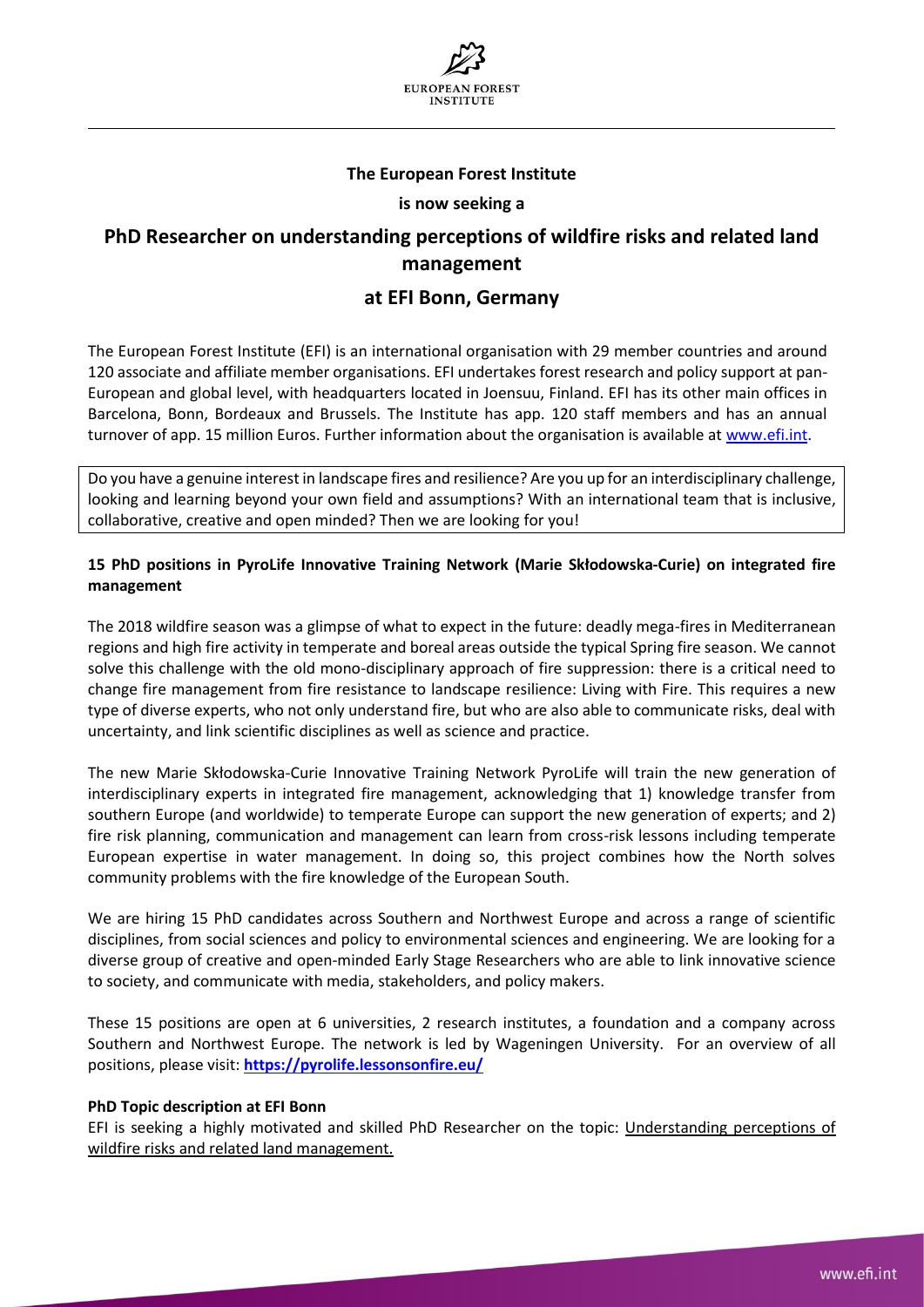**The European Forest Institute**

**is now seeking a**

# PhD Researcher on understanding perceptions of wildfire risks and related land management

## at EFI Bonn, Germany

The European Forest Institute (EFI) is an international organisation with 29 member countries and around 120 associate and affiliate member organisations. EFI undertakes forest research and policy support at pan-European and global level, with headquarters located in Joensuu, Finland. EFI has its other main offices in Barcelona, Bonn, Bordeaux and Brussels. The Institute has app. 120 staff members and has an annual turnover of app. 15 million Euros. Further information about the organisation is available at www.efi.int.

Do you have a genuine interest in landscape fires and resilience? Are you up for an interdisciplinary challenge, looking and learning beyond your own field and assumptions? With an international team that is inclusive, collaborative, creative and open minded? Then we are looking for you!

**15 PhD positions in PyroLife Innovative Training Network (Marie Skłodowska-Curie) on integrated fire management**

The 2018 wildfire season was a glimpse of what to expect in the future: deadly mega-fires in Mediterranean regions and high fire activity in temperate and boreal areas outside the typical Spring fire season. We cannot solve this challenge with the old mono-disciplinary approach of fire suppression: there is a critical need to change fire management from fire resistance to landscape resilience: Living with Fire. This requires a new type of diverse experts, who not only understand fire, but who are also able to communicate risks, deal with uncertainty, and link scientific disciplines as well as science and practice.

The new Marie Skłodowska-Curie Innovative Training Network PyroLife will train the new generation of interdisciplinary experts in integrated fire management, acknowledging that 1) knowledge transfer from southern Europe (and worldwide) to temperate Europe can support the new generation of experts; and 2) fire risk planning, communication and management can learn from cross-risk lessons including temperate European expertise in water management. In doing so, this project combines how the North solves community problems with the fire knowledge of the European South.

We are hiring 15 PhD candidates across Southern and Northwest Europe and across a range of scientific disciplines, from social sciences and policy to environmental sciences and engineering. We are looking for a diverse group of creative and open-minded Early Stage Researchers who are able to link innovative science to society, and communicate with media, stakeholders, and policy makers.

These 15 positions are open at 6 universities, 2 research institutes, a foundation and a company across Southern and Northwest Europe. The network is led by Wageningen University. For an overview of all positions, please visit: **https://pyrolife.lessonsonfire.eu/**

**PhD Topic description at EFI Bonn**

EFI is seeking a highly motivated and skilled PhD Researcher on the topic: Understanding perceptions of wildfire risks and related land management.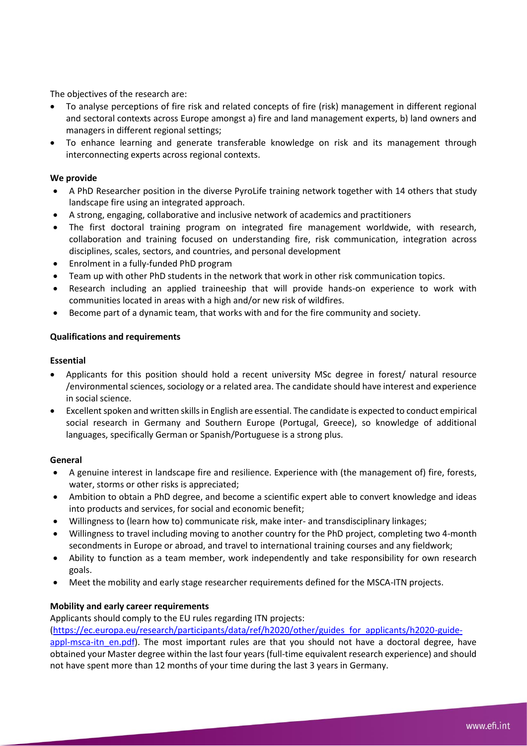The objectives of the research are:

- To analyse perceptions of fire risk and related concepts of fire (risk) management in different regional and sectoral contexts across Europe amongst a) fire and land management experts, b) land owners and managers in different regional settings;
- To enhance learning and generate transferable knowledge on risk and its management through interconnecting experts across regional contexts.

**We provide**

- A PhD Researcher position in the diverse PyroLife training network together with 14 others that study landscape fire using an integrated approach.
- A strong, engaging, collaborative and inclusive network of academics and practitioners
- The first doctoral training program on integrated fire management worldwide, with research, collaboration and training focused on understanding fire, risk communication, integration across disciplines, scales, sectors, and countries, and personal development
- Enrolment in a fully-funded PhD program
- Team up with other PhD students in the network that work in other risk communication topics.
- Research including an applied traineeship that will provide hands-on experience to work with communities located in areas with a high and/or new risk of wildfires.
- Become part of a dynamic team, that works with and for the fire community and society.

**Qualifications and requirements**

**Essential**

- Applicants for this position should hold a recent university MSc degree in forest/ natural resource /environmental sciences, sociology or a related area. The candidate should have interest and experience in social science.
- Excellent spoken and written skills in English are essential. The candidate is expected to conduct empirical social research in Germany and Southern Europe (Portugal, Greece), so knowledge of additional languages, specifically German or Spanish/Portuguese is a strong plus.

**General**

- A genuine interest in landscape fire and resilience. Experience with (the management of) fire, forests, water, storms or other risks is appreciated;
- Ambition to obtain a PhD degree, and become a scientific expert able to convert knowledge and ideas into products and services, for social and economic benefit;
- Willingness to (learn how to) communicate risk, make inter- and transdisciplinary linkages;
- Willingness to travel including moving to another country for the PhD project, completing two 4-month secondments in Europe or abroad, and travel to international training courses and any fieldwork;
- Ability to function as a team member, work independently and take responsibility for own research goals.
- Meet the mobility and early stage researcher requirements defined for the MSCA-ITN projects.

**Mobility and early career requirements**

Applicants should comply to the EU rules regarding ITN projects: (https://ec.europa.eu/research/participants/data/ref/h2020/other/guides_for_applicants/h2020-guide-appl-msca-itn_en.pdf). The most important rules are that you should not have a doctoral degree, have obtained your Master degree within the last four years (full-time equivalent research experience) and should not have spent more than 12 months of your time during the last 3 years in Germany.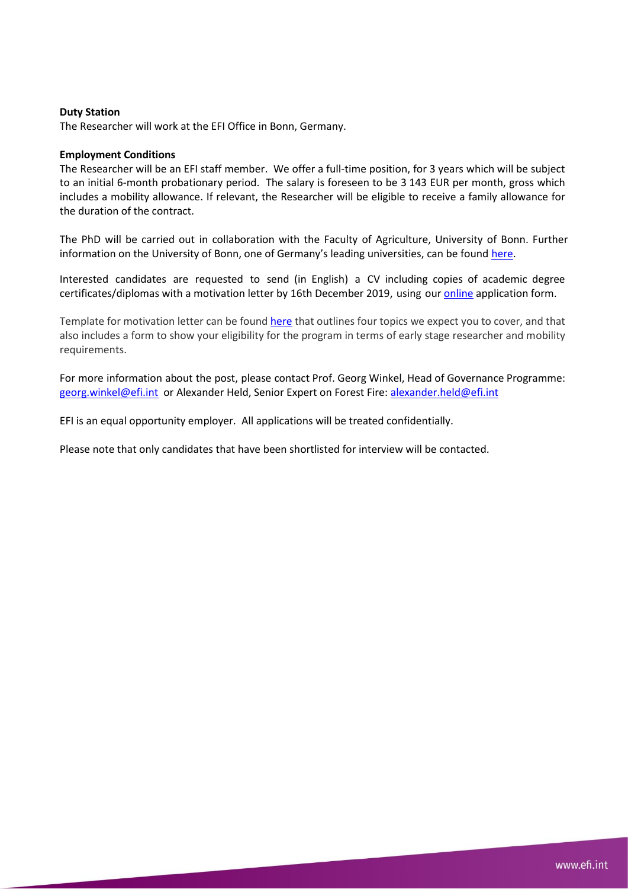**Duty Station**

The Researcher will work at the EFI Office in Bonn, Germany.

**Employment Conditions**

The Researcher will be an EFI staff member. We offer a full-time position, for 3 years which will be subject to an initial 6-month probationary period. The salary is foreseen to be 3 143 EUR per month, gross which includes a mobility allowance. If relevant, the Researcher will be eligible to receive a family allowance for the duration of the contract.

The PhD will be carried out in collaboration with the Faculty of Agriculture, University of Bonn. Further information on the University of Bonn, one of Germany's leading universities, can be found here.

Interested candidates are requested to send (in English) a CV including copies of academic degree certificates/diplomas with a motivation letter by 16th December 2019, using our online application form.

Template for motivation letter can be found here that outlines four topics we expect you to cover, and that also includes a form to show your eligibility for the program in terms of early stage researcher and mobility requirements.

For more information about the post, please contact Prof. Georg Winkel, Head of Governance Programme: georg.winkel@efi.int or Alexander Held, Senior Expert on Forest Fire: alexander.held@efi.int

EFI is an equal opportunity employer. All applications will be treated confidentially.

Please note that only candidates that have been shortlisted for interview will be contacted.